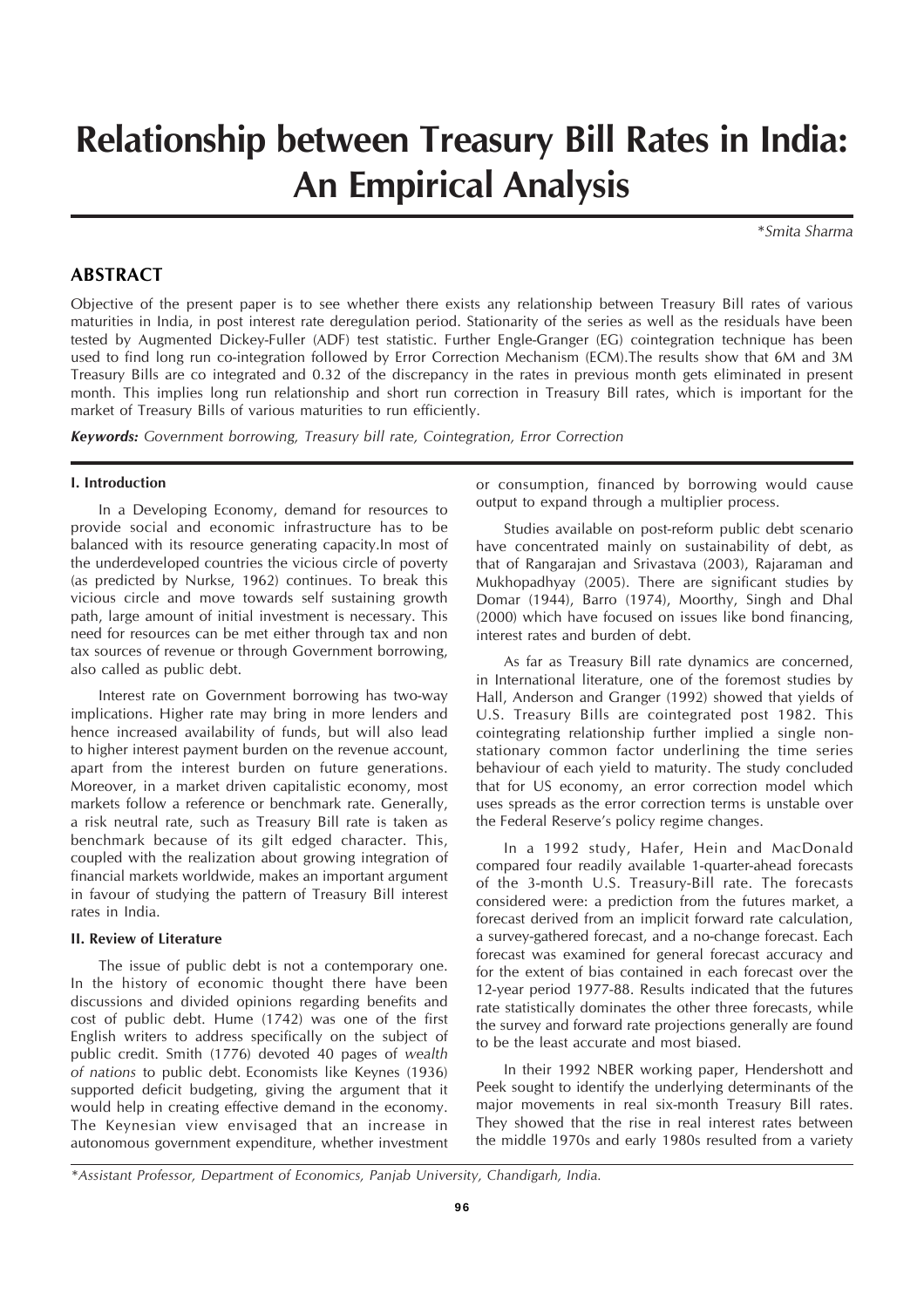# Relationship between Treasury Bill Rates in India: An Empirical Analysis

*Smita Sharma

## ABSTRACT

Objective of the present paper is to see whether there exists any relationship between Treasury Bill rates of various maturities in India, in post interest rate deregulation period. Stationarity of the series as well as the residuals have been tested by Augmented Dickey-Fuller (ADF) test statistic. Further Engle-Granger (EG) cointegration technique has been used to find long run co-integration followed by Error Correction Mechanism (ECM).The results show that 6M and 3M Treasury Bills are co integrated and 0.32 of the discrepancy in the rates in previous month gets eliminated in present month. This implies long run relationship and short run correction in Treasury Bill rates, which is important for the market of Treasury Bills of various maturities to run efficiently.

***Keywords:*** *Government borrowing, Treasury bill rate, Cointegration, Error Correction*

### I. Introduction

In a Developing Economy, demand for resources to provide social and economic infrastructure has to be balanced with its resource generating capacity.In most of the underdeveloped countries the vicious circle of poverty (as predicted by Nurkse, 1962) continues. To break this vicious circle and move towards self sustaining growth path, large amount of initial investment is necessary. This need for resources can be met either through tax and non tax sources of revenue or through Government borrowing, also called as public debt.

Interest rate on Government borrowing has two-way implications. Higher rate may bring in more lenders and hence increased availability of funds, but will also lead to higher interest payment burden on the revenue account, apart from the interest burden on future generations. Moreover, in a market driven capitalistic economy, most markets follow a reference or benchmark rate. Generally, a risk neutral rate, such as Treasury Bill rate is taken as benchmark because of its gilt edged character. This, coupled with the realization about growing integration of financial markets worldwide, makes an important argument in favour of studying the pattern of Treasury Bill interest rates in India.

### II. Review of Literature

The issue of public debt is not a contemporary one. In the history of economic thought there have been discussions and divided opinions regarding benefits and cost of public debt. Hume (1742) was one of the first English writers to address specifically on the subject of public credit. Smith (1776) devoted 40 pages of *wealth of nations* to public debt. Economists like Keynes (1936) supported deficit budgeting, giving the argument that it would help in creating effective demand in the economy. The Keynesian view envisaged that an increase in autonomous government expenditure, whether investment or consumption, financed by borrowing would cause output to expand through a multiplier process.

Studies available on post-reform public debt scenario have concentrated mainly on sustainability of debt, as that of Rangarajan and Srivastava (2003), Rajaraman and Mukhopadhyay (2005). There are significant studies by Domar (1944), Barro (1974), Moorthy, Singh and Dhal (2000) which have focused on issues like bond financing, interest rates and burden of debt.

As far as Treasury Bill rate dynamics are concerned, in International literature, one of the foremost studies by Hall, Anderson and Granger (1992) showed that yields of U.S. Treasury Bills are cointegrated post 1982. This cointegrating relationship further implied a single non-stationary common factor underlining the time series behaviour of each yield to maturity. The study concluded that for US economy, an error correction model which uses spreads as the error correction terms is unstable over the Federal Reserve's policy regime changes.

In a 1992 study, Hafer, Hein and MacDonald compared four readily available 1-quarter-ahead forecasts of the 3-month U.S. Treasury-Bill rate. The forecasts considered were: a prediction from the futures market, a forecast derived from an implicit forward rate calculation, a survey-gathered forecast, and a no-change forecast. Each forecast was examined for general forecast accuracy and for the extent of bias contained in each forecast over the 12-year period 1977-88. Results indicated that the futures rate statistically dominates the other three forecasts, while the survey and forward rate projections generally are found to be the least accurate and most biased.

In their 1992 NBER working paper, Hendershott and Peek sought to identify the underlying determinants of the major movements in real six-month Treasury Bill rates. They showed that the rise in real interest rates between the middle 1970s and early 1980s resulted from a variety

*Assistant Professor, Department of Economics, Panjab University, Chandigarh, India.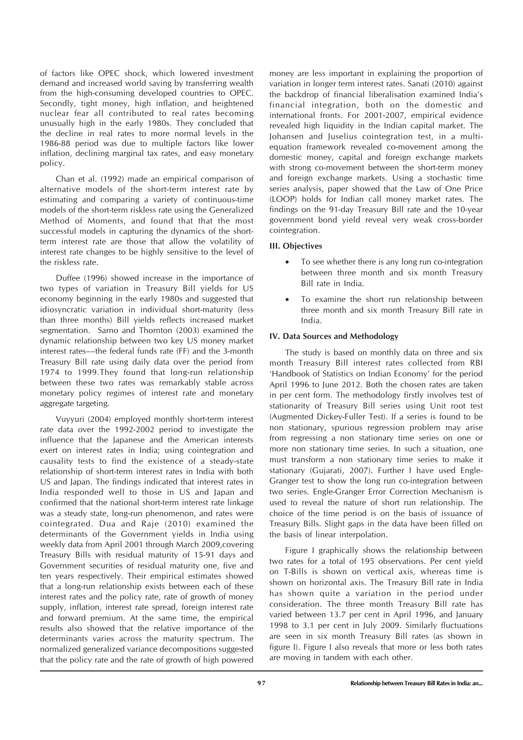of factors like OPEC shock, which lowered investment demand and increased world saving by transferring wealth from the high-consuming developed countries to OPEC. Secondly, tight money, high inflation, and heightened nuclear fear all contributed to real rates becoming unusually high in the early 1980s. They concluded that the decline in real rates to more normal levels in the 1986-88 period was due to multiple factors like lower inflation, declining marginal tax rates, and easy monetary policy.

Chan et al. (1992) made an empirical comparison of alternative models of the short-term interest rate by estimating and comparing a variety of continuous-time models of the short-term riskless rate using the Generalized Method of Moments, and found that that the most successful models in capturing the dynamics of the short-term interest rate are those that allow the volatility of interest rate changes to be highly sensitive to the level of the riskless rate.

Duffee (1996) showed increase in the importance of two types of variation in Treasury Bill yields for US economy beginning in the early 1980s and suggested that idiosyncratic variation in individual short-maturity (less than three months) Bill yields reflects increased market segmentation. Sarno and Thornton (2003) examined the dynamic relationship between two key US money market interest rates––the federal funds rate (FF) and the 3-month Treasury Bill rate using daily data over the period from 1974 to 1999.They found that long-run relationship between these two rates was remarkably stable across monetary policy regimes of interest rate and monetary aggregate targeting.

Vuyyuri (2004) employed monthly short-term interest rate data over the 1992-2002 period to investigate the influence that the Japanese and the American interests exert on interest rates in India; using cointegration and causality tests to find the existence of a steady-state relationship of short-term interest rates in India with both US and Japan. The findings indicated that interest rates in India responded well to those in US and Japan and confirmed that the national short-term interest rate linkage was a steady state, long-run phenomenon, and rates were cointegrated. Dua and Raje (2010) examined the determinants of the Government yields in India using weekly data from April 2001 through March 2009,covering Treasury Bills with residual maturity of 15-91 days and Government securities of residual maturity one, five and ten years respectively. Their empirical estimates showed that a long-run relationship exists between each of these interest rates and the policy rate, rate of growth of money supply, inflation, interest rate spread, foreign interest rate and forward premium. At the same time, the empirical results also showed that the relative importance of the determinants varies across the maturity spectrum. The normalized generalized variance decompositions suggested that the policy rate and the rate of growth of high powered money are less important in explaining the proportion of variation in longer term interest rates. Sanati (2010) against the backdrop of financial liberalisation examined India's financial integration, both on the domestic and international fronts. For 2001-2007, empirical evidence revealed high liquidity in the Indian capital market. The Johansen and Juselius cointegration test, in a multi-equation framework revealed co-movement among the domestic money, capital and foreign exchange markets with strong co-movement between the short-term money and foreign exchange markets. Using a stochastic time series analysis, paper showed that the Law of One Price (LOOP) holds for Indian call money market rates. The findings on the 91-day Treasury Bill rate and the 10-year government bond yield reveal very weak cross-border cointegration.

### III. Objectives

- To see whether there is any long run co-integration between three month and six month Treasury Bill rate in India.
- To examine the short run relationship between three month and six month Treasury Bill rate in India.

### IV. Data Sources and Methodology

The study is based on monthly data on three and six month Treasury Bill interest rates collected from RBI 'Handbook of Statistics on Indian Economy' for the period April 1996 to June 2012. Both the chosen rates are taken in per cent form. The methodology firstly involves test of stationarity of Treasury Bill series using Unit root test (Augmented Dickey-Fuller Test). If a series is found to be non stationary, spurious regression problem may arise from regressing a non stationary time series on one or more non stationary time series. In such a situation, one must transform a non stationary time series to make it stationary (Gujarati, 2007). Further I have used Engle-Granger test to show the long run co-integration between two series. Engle-Granger Error Correction Mechanism is used to reveal the nature of short run relationship. The choice of the time period is on the basis of issuance of Treasury Bills. Slight gaps in the data have been filled on the basis of linear interpolation.

Figure I graphically shows the relationship between two rates for a total of 195 observations. Per cent yield on T-Bills is shown on vertical axis, whereas time is shown on horizontal axis. The Treasury Bill rate in India has shown quite a variation in the period under consideration. The three month Treasury Bill rate has varied between 13.7 per cent in April 1996, and January 1998 to 3.1 per cent in July 2009. Similarly fluctuations are seen in six month Treasury Bill rates (as shown in figure I). Figure I also reveals that more or less both rates are moving in tandem with each other.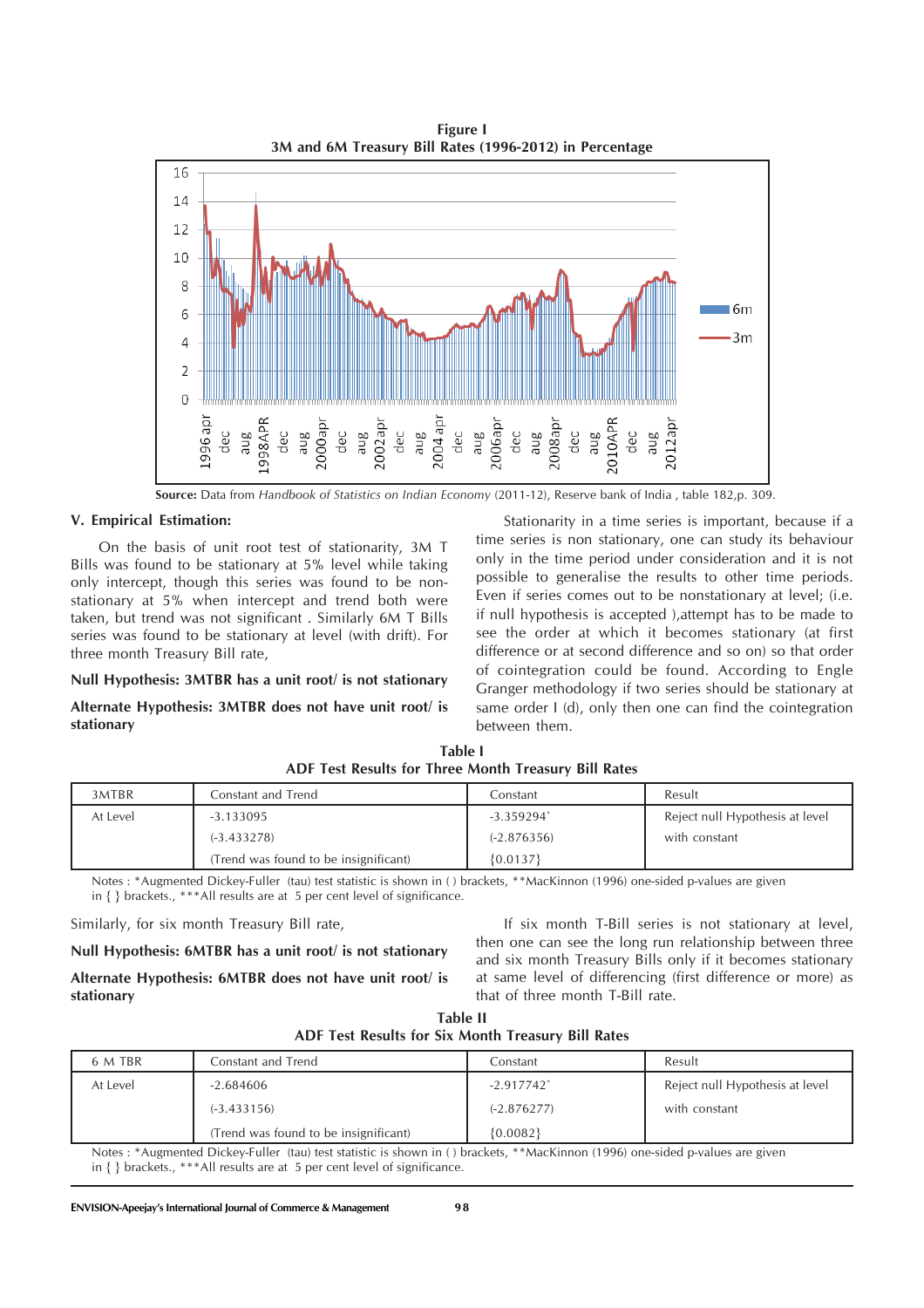**Figure I**
**3M and 6M Treasury Bill Rates (1996-2012) in Percentage**

**Source:** Data from *Handbook of Statistics on Indian Economy* (2011-12), Reserve bank of India , table 182,p. 309.

## V. Empirical Estimation:

On the basis of unit root test of stationarity, 3M T Bills was found to be stationary at 5% level while taking only intercept, though this series was found to be non-stationary at 5% when intercept and trend both were taken, but trend was not significant . Similarly 6M T Bills series was found to be stationary at level (with drift). For three month Treasury Bill rate,

**Null Hypothesis: 3MTBR has a unit root/ is not stationary**

**Alternate Hypothesis: 3MTBR does not have unit root/ is stationary**

Stationarity in a time series is important, because if a time series is non stationary, one can study its behaviour only in the time period under consideration and it is not possible to generalise the results to other time periods. Even if series comes out to be nonstationary at level; (i.e. if null hypothesis is accepted ),attempt has to be made to see the order at which it becomes stationary (at first difference or at second difference and so on) so that order of cointegration could be found. According to Engle Granger methodology if two series should be stationary at same order I (d), only then one can find the cointegration between them.

**Table I**
**ADF Test Results for Three Month Treasury Bill Rates**

| 3MTBR | Constant and Trend | Constant | Result |
|---|---|---|---|
| At Level | -3.133095 | -3.359294* | Reject null Hypothesis at level |
| | (-3.433278) | (-2.876356) | with constant |
| | (Trend was found to be insignificant) | {0.0137} | |

Notes : *Augmented Dickey-Fuller (tau) test statistic is shown in ( ) brackets, **MacKinnon (1996) one-sided p-values are given in { } brackets., ***All results are at 5 per cent level of significance.

Similarly, for six month Treasury Bill rate,

**Null Hypothesis: 6MTBR has a unit root/ is not stationary**

**Alternate Hypothesis: 6MTBR does not have unit root/ is stationary**

If six month T-Bill series is not stationary at level, then one can see the long run relationship between three and six month Treasury Bills only if it becomes stationary at same level of differencing (first difference or more) as that of three month T-Bill rate.

**Table II**
**ADF Test Results for Six Month Treasury Bill Rates**

| 6 M TBR | Constant and Trend | Constant | Result |
|---|---|---|---|
| At Level | -2.684606 | -2.917742* | Reject null Hypothesis at level |
| | (-3.433156) | (-2.876277) | with constant |
| | (Trend was found to be insignificant) | {0.0082} | |

Notes : *Augmented Dickey-Fuller (tau) test statistic is shown in ( ) brackets, **MacKinnon (1996) one-sided p-values are given in { } brackets., ***All results are at 5 per cent level of significance.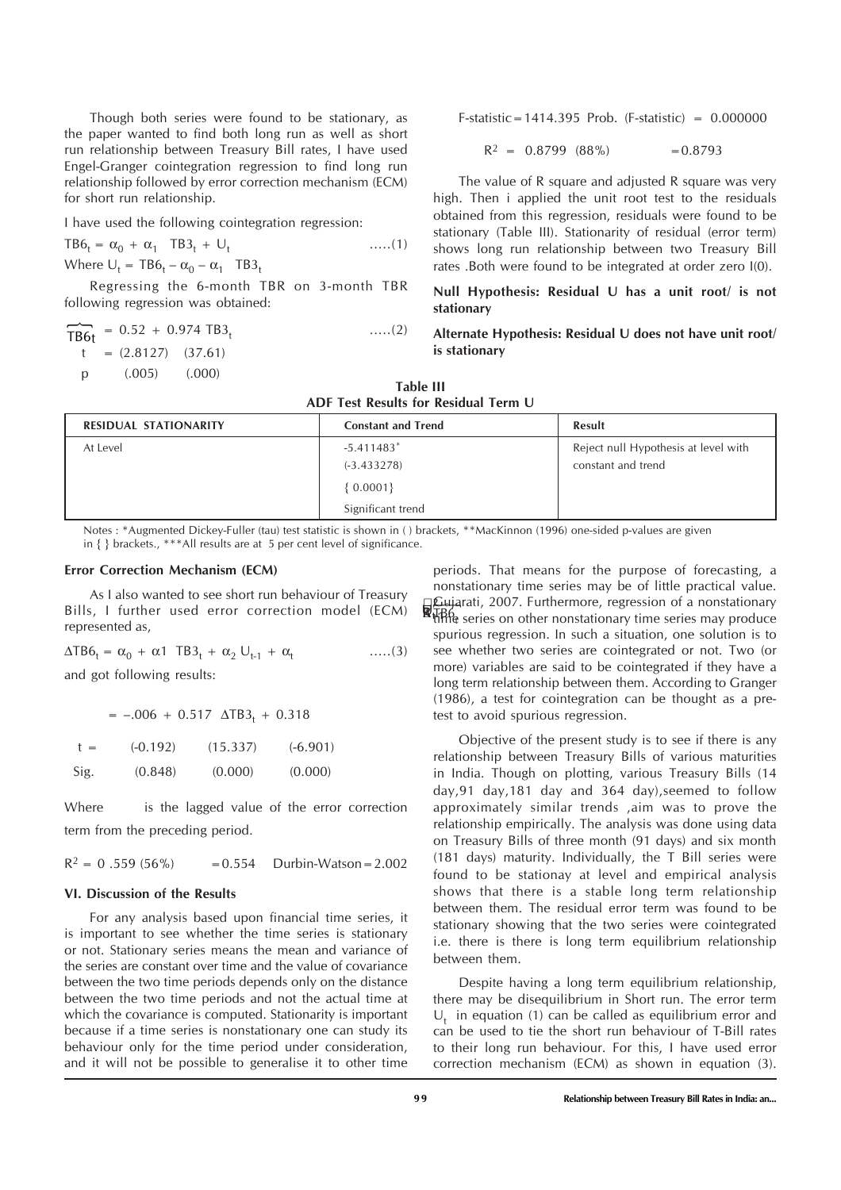Though both series were found to be stationary, as the paper wanted to find both long run as well as short run relationship between Treasury Bill rates, I have used Engel-Granger cointegration regression to find long run relationship followed by error correction mechanism (ECM) for short run relationship.

I have used the following cointegration regression:

$$TB6_t = \alpha_0 + \alpha_1 \; TB3_t + U_t \qquad .....(1)$$

Where $U_t = TB6_t - \alpha_0 - \alpha_1 \; TB3_t$

Regressing the 6-month TBR on 3-month TBR following regression was obtained:

$$\widehat{TB6_t} = 0.52 + 0.974 \; TB3_t \qquad .....(2)$$

t = (2.8127) (37.61)

p (.005) (.000)

F-statistic = 1414.395 Prob. (F-statistic) = 0.000000

$R^2$ = 0.8799 (88%) = 0.8793

The value of R square and adjusted R square was very high. Then i applied the unit root test to the residuals obtained from this regression, residuals were found to be stationary (Table III). Stationarity of residual (error term) shows long run relationship between two Treasury Bill rates .Both were found to be integrated at order zero I(0).

**Null Hypothesis: Residual U has a unit root/ is not stationary**

**Alternate Hypothesis: Residual U does not have unit root/ is stationary**

**Table III**
**ADF Test Results for Residual Term U**

| RESIDUAL STATIONARITY | Constant and Trend | Result |
|---|---|---|
| At Level | -5.411483* (-3.433278) { 0.0001} Significant trend | Reject null Hypothesis at level with constant and trend |

Notes : *Augmented Dickey-Fuller (tau) test statistic is shown in ( ) brackets, **MacKinnon (1996) one-sided p-values are given in { } brackets., ***All results are at 5 per cent level of significance.

**Error Correction Mechanism (ECM)**

As I also wanted to see short run behaviour of Treasury Bills, I further used error correction model (ECM) represented as,

$$\Delta TB6_t = \alpha_0 + \alpha 1 \; TB3_t + \alpha_2 \; U_{t-1} + \alpha_t \qquad .....(3)$$

and got following results:

= –.006 + 0.517 $\Delta TB3_t$ + 0.318

| | | | |
|---|---|---|---|
| t = | (-0.192) | (15.337) | (-6.901) |
| Sig. | (0.848) | (0.000) | (0.000) |

Where is the lagged value of the error correction term from the preceding period.

$R^2$ = 0 .559 (56%) = 0.554 Durbin-Watson = 2.002

**VI. Discussion of the Results**

For any analysis based upon financial time series, it is important to see whether the time series is stationary or not. Stationary series means the mean and variance of the series are constant over time and the value of covariance between the two time periods depends only on the distance between the two time periods and not the actual time at which the covariance is computed. Stationarity is important because if a time series is nonstationary one can study its behaviour only for the time period under consideration, and it will not be possible to generalise it to other time periods. That means for the purpose of forecasting, a nonstationary time series may be of little practical value. Gujarati, 2007. Furthermore, regression of a nonstationary time series on other nonstationary time series may produce spurious regression. In such a situation, one solution is to see whether two series are cointegrated or not. Two (or more) variables are said to be cointegrated if they have a long term relationship between them. According to Granger (1986), a test for cointegration can be thought as a pre-test to avoid spurious regression.

Objective of the present study is to see if there is any relationship between Treasury Bills of various maturities in India. Though on plotting, various Treasury Bills (14 day,91 day,181 day and 364 day),seemed to follow approximately similar trends ,aim was to prove the relationship empirically. The analysis was done using data on Treasury Bills of three month (91 days) and six month (181 days) maturity. Individually, the T Bill series were found to be stationay at level and empirical analysis shows that there is a stable long term relationship between them. The residual error term was found to be stationary showing that the two series were cointegrated i.e. there is there is long term equilibrium relationship between them.

Despite having a long term equilibrium relationship, there may be disequilibrium in Short run. The error term $U_t$ in equation (1) can be called as equilibrium error and can be used to tie the short run behaviour of T-Bill rates to their long run behaviour. For this, I have used error correction mechanism (ECM) as shown in equation (3).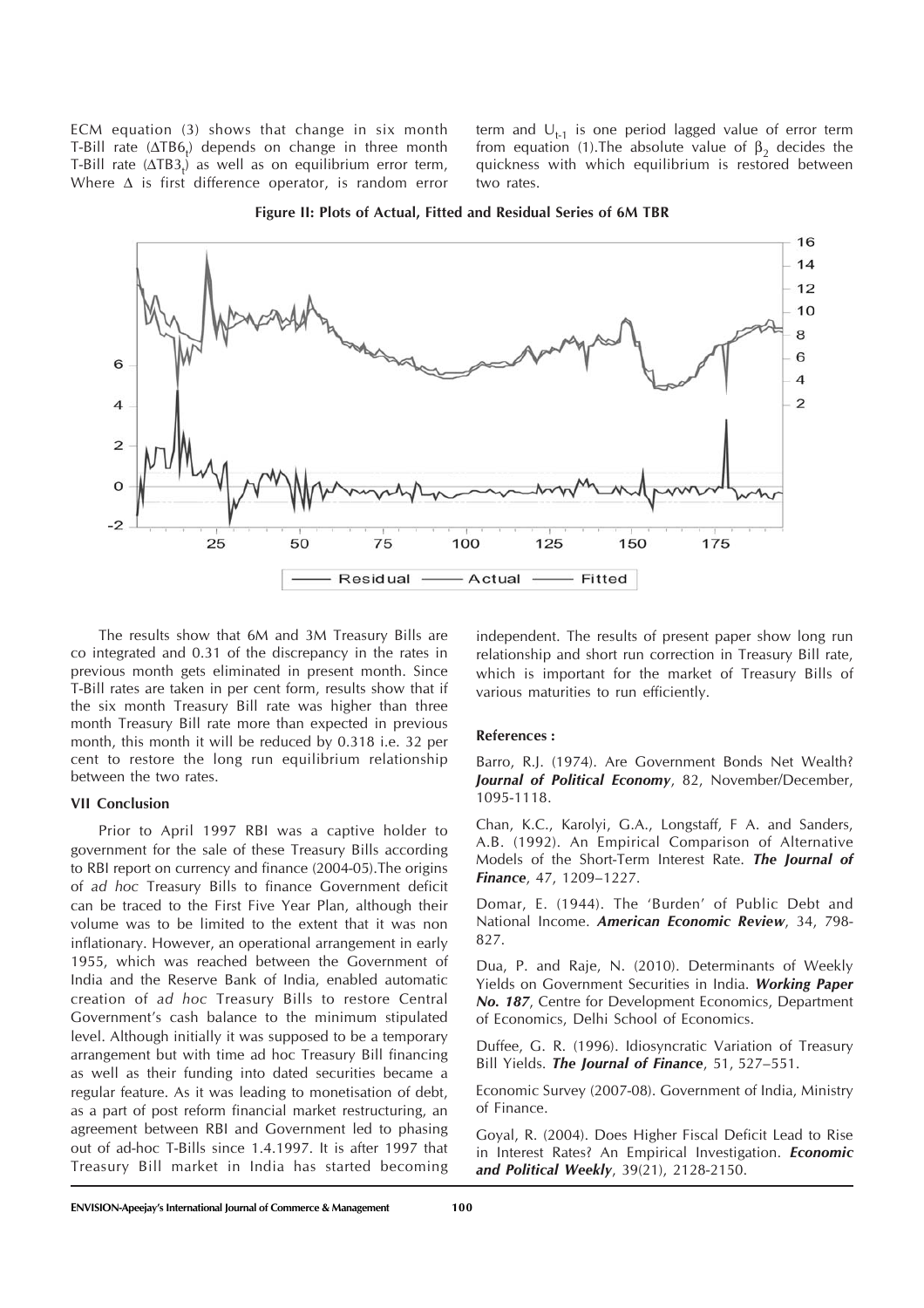ECM equation (3) shows that change in six month T-Bill rate ($\Delta TB6_t$) depends on change in three month T-Bill rate ($\Delta TB3_t$) as well as on equilibrium error term, Where $\Delta$ is first difference operator, is random error term and $U_{t-1}$ is one period lagged value of error term from equation (1). The absolute value of $\beta_2$ decides the quickness with which equilibrium is restored between two rates.

**Figure II: Plots of Actual, Fitted and Residual Series of 6M TBR**

The results show that 6M and 3M Treasury Bills are co integrated and 0.31 of the discrepancy in the rates in previous month gets eliminated in present month. Since T-Bill rates are taken in per cent form, results show that if the six month Treasury Bill rate was higher than three month Treasury Bill rate more than expected in previous month, this month it will be reduced by 0.318 i.e. 32 per cent to restore the long run equilibrium relationship between the two rates.

## VII Conclusion

Prior to April 1997 RBI was a captive holder to government for the sale of these Treasury Bills according to RBI report on currency and finance (2004-05). The origins of *ad hoc* Treasury Bills to finance Government deficit can be traced to the First Five Year Plan, although their volume was to be limited to the extent that it was non inflationary. However, an operational arrangement in early 1955, which was reached between the Government of India and the Reserve Bank of India, enabled automatic creation of *ad hoc* Treasury Bills to restore Central Government's cash balance to the minimum stipulated level. Although initially it was supposed to be a temporary arrangement but with time ad hoc Treasury Bill financing as well as their funding into dated securities became a regular feature. As it was leading to monetisation of debt, as a part of post reform financial market restructuring, an agreement between RBI and Government led to phasing out of ad-hoc T-Bills since 1.4.1997. It is after 1997 that Treasury Bill market in India has started becoming independent. The results of present paper show long run relationship and short run correction in Treasury Bill rate, which is important for the market of Treasury Bills of various maturities to run efficiently.

**References :**

Barro, R.J. (1974). Are Government Bonds Net Wealth? ***Journal of Political Economy***, 82, November/December, 1095-1118.

Chan, K.C., Karolyi, G.A., Longstaff, F A. and Sanders, A.B. (1992). An Empirical Comparison of Alternative Models of the Short-Term Interest Rate. ***The Journal of Finance***, 47, 1209–1227.

Domar, E. (1944). The 'Burden' of Public Debt and National Income. ***American Economic Review***, 34, 798-827.

Dua, P. and Raje, N. (2010). Determinants of Weekly Yields on Government Securities in India. ***Working Paper No. 187***, Centre for Development Economics, Department of Economics, Delhi School of Economics.

Duffee, G. R. (1996). Idiosyncratic Variation of Treasury Bill Yields. ***The Journal of Finance***, 51, 527–551.

Economic Survey (2007-08). Government of India, Ministry of Finance.

Goyal, R. (2004). Does Higher Fiscal Deficit Lead to Rise in Interest Rates? An Empirical Investigation. ***Economic and Political Weekly***, 39(21), 2128-2150.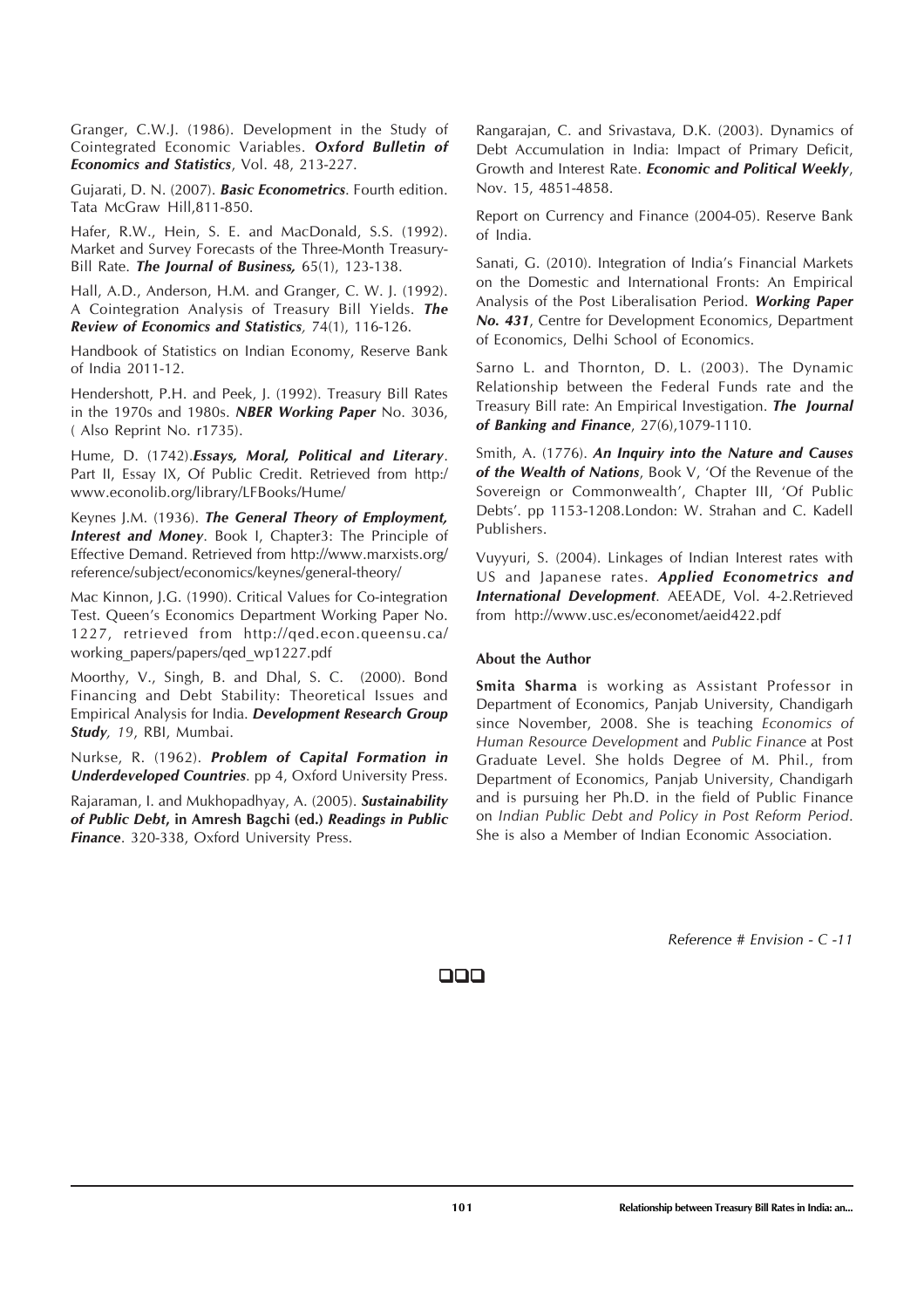Granger, C.W.J. (1986). Development in the Study of Cointegrated Economic Variables. ***Oxford Bulletin of Economics and Statistics***, Vol. 48, 213-227.

Gujarati, D. N. (2007). ***Basic Econometrics***. Fourth edition. Tata McGraw Hill,811-850.

Hafer, R.W., Hein, S. E. and MacDonald, S.S. (1992). Market and Survey Forecasts of the Three-Month Treasury-Bill Rate. ***The Journal of Business,*** 65(1), 123-138.

Hall, A.D., Anderson, H.M. and Granger, C. W. J. (1992). A Cointegration Analysis of Treasury Bill Yields. ***The Review of Economics and Statistics***, 74(1), 116-126.

Handbook of Statistics on Indian Economy, Reserve Bank of India 2011-12.

Hendershott, P.H. and Peek, J. (1992). Treasury Bill Rates in the 1970s and 1980s. ***NBER Working Paper*** No. 3036, ( Also Reprint No. r1735).

Hume, D. (1742).***Essays, Moral, Political and Literary***. Part II, Essay IX, Of Public Credit. Retrieved from http:/ www.econolib.org/library/LFBooks/Hume/

Keynes J.M. (1936). ***The General Theory of Employment, Interest and Money***. Book I, Chapter3: The Principle of Effective Demand. Retrieved from http://www.marxists.org/ reference/subject/economics/keynes/general-theory/

Mac Kinnon, J.G. (1990). Critical Values for Co-integration Test. Queen's Economics Department Working Paper No. 1227, retrieved from http://qed.econ.queensu.ca/ working_papers/papers/qed_wp1227.pdf

Moorthy, V., Singh, B. and Dhal, S. C. (2000). Bond Financing and Debt Stability: Theoretical Issues and Empirical Analysis for India. ***Development Research Group Study***, *19*, RBI, Mumbai.

Nurkse, R. (1962). ***Problem of Capital Formation in Underdeveloped Countries***. pp 4, Oxford University Press.

Rajaraman, I. and Mukhopadhyay, A. (2005). ***Sustainability of Public Debt*, in Amresh Bagchi (ed.) *Readings in Public Finance***. 320-338, Oxford University Press.

Rangarajan, C. and Srivastava, D.K. (2003). Dynamics of Debt Accumulation in India: Impact of Primary Deficit, Growth and Interest Rate. ***Economic and Political Weekly***, Nov. 15, 4851-4858.

Report on Currency and Finance (2004-05). Reserve Bank of India.

Sanati, G. (2010). Integration of India's Financial Markets on the Domestic and International Fronts: An Empirical Analysis of the Post Liberalisation Period. ***Working Paper No. 431***, Centre for Development Economics, Department of Economics, Delhi School of Economics.

Sarno L. and Thornton, D. L. (2003). The Dynamic Relationship between the Federal Funds rate and the Treasury Bill rate: An Empirical Investigation. ***The Journal of Banking and Finance***, 27(6),1079-1110.

Smith, A. (1776). ***An Inquiry into the Nature and Causes of the Wealth of Nations***, Book V, 'Of the Revenue of the Sovereign or Commonwealth', Chapter III, 'Of Public Debts'. pp 1153-1208.London: W. Strahan and C. Kadell Publishers.

Vuyyuri, S. (2004). Linkages of Indian Interest rates with US and Japanese rates. ***Applied Econometrics and International Development***. AEEADE, Vol. 4-2.Retrieved from http://www.usc.es/economet/aeid422.pdf

### About the Author

**Smita Sharma** is working as Assistant Professor in Department of Economics, Panjab University, Chandigarh since November, 2008. She is teaching *Economics of Human Resource Development* and *Public Finance* at Post Graduate Level. She holds Degree of M. Phil., from Department of Economics, Panjab University, Chandigarh and is pursuing her Ph.D. in the field of Public Finance on *Indian Public Debt and Policy in Post Reform Period*. She is also a Member of Indian Economic Association.

*Reference # Envision - C -11*